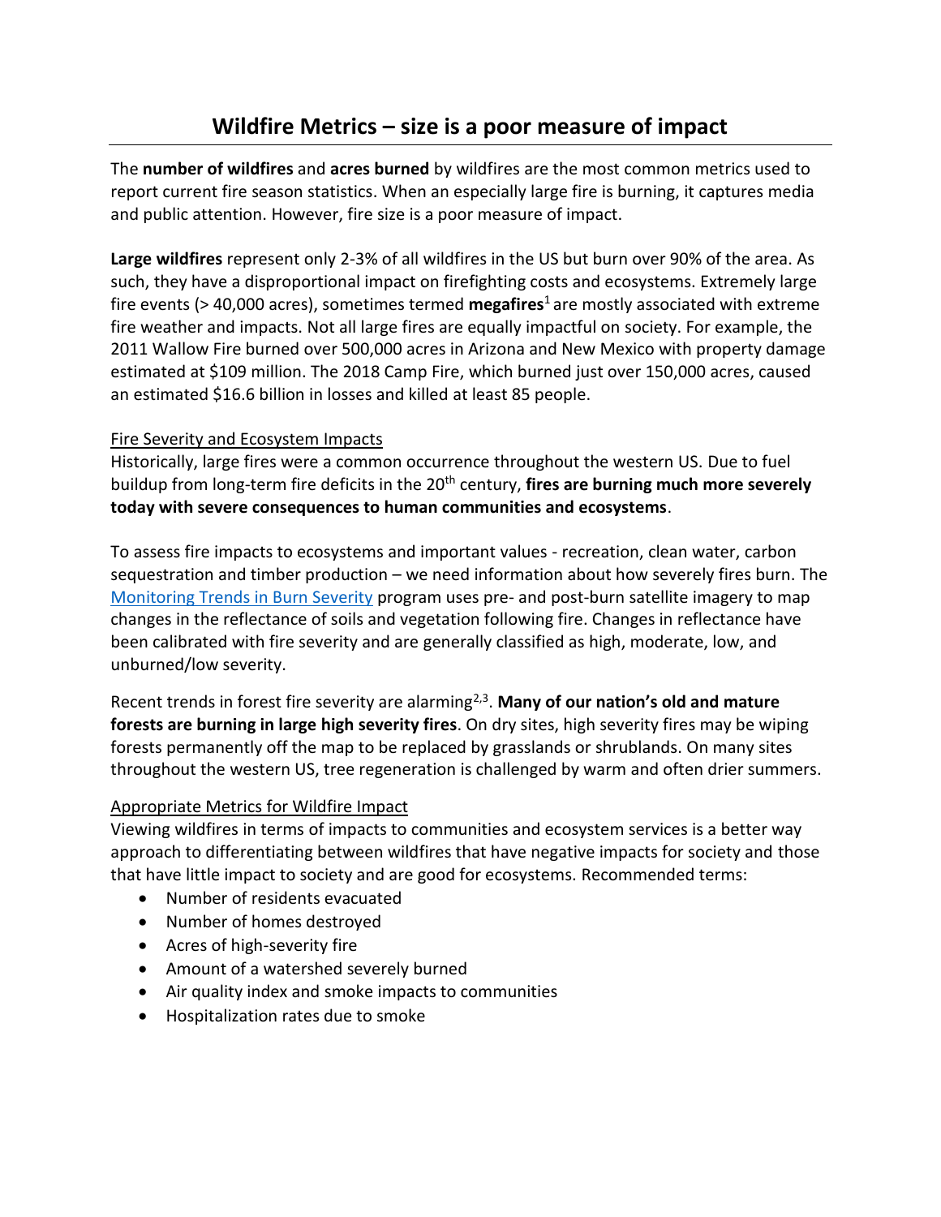# Wildfire Metrics – size is a poor measure of impact

The **number of wildfires** and **acres burned** by wildfires are the most common metrics used to report current fire season statistics. When an especially large fire is burning, it captures media and public attention. However, fire size is a poor measure of impact.

**Large wildfires** represent only 2-3% of all wildfires in the US but burn over 90% of the area. As such, they have a disproportional impact on firefighting costs and ecosystems. Extremely large fire events (> 40,000 acres), sometimes termed **megafires**[1] are mostly associated with extreme fire weather and impacts. Not all large fires are equally impactful on society. For example, the 2011 Wallow Fire burned over 500,000 acres in Arizona and New Mexico with property damage estimated at $109 million. The 2018 Camp Fire, which burned just over 150,000 acres, caused an estimated $16.6 billion in losses and killed at least 85 people.

## Fire Severity and Ecosystem Impacts

Historically, large fires were a common occurrence throughout the western US. Due to fuel buildup from long-term fire deficits in the 20th century, **fires are burning much more severely today with severe consequences to human communities and ecosystems**.

To assess fire impacts to ecosystems and important values - recreation, clean water, carbon sequestration and timber production – we need information about how severely fires burn. The [Monitoring Trends in Burn Severity]() program uses pre- and post-burn satellite imagery to map changes in the reflectance of soils and vegetation following fire. Changes in reflectance have been calibrated with fire severity and are generally classified as high, moderate, low, and unburned/low severity.

Recent trends in forest fire severity are alarming[2,3]. **Many of our nation's old and mature forests are burning in large high severity fires**. On dry sites, high severity fires may be wiping forests permanently off the map to be replaced by grasslands or shrublands. On many sites throughout the western US, tree regeneration is challenged by warm and often drier summers.

## Appropriate Metrics for Wildfire Impact

Viewing wildfires in terms of impacts to communities and ecosystem services is a better way approach to differentiating between wildfires that have negative impacts for society and those that have little impact to society and are good for ecosystems. Recommended terms:

- Number of residents evacuated
- Number of homes destroyed
- Acres of high-severity fire
- Amount of a watershed severely burned
- Air quality index and smoke impacts to communities
- Hospitalization rates due to smoke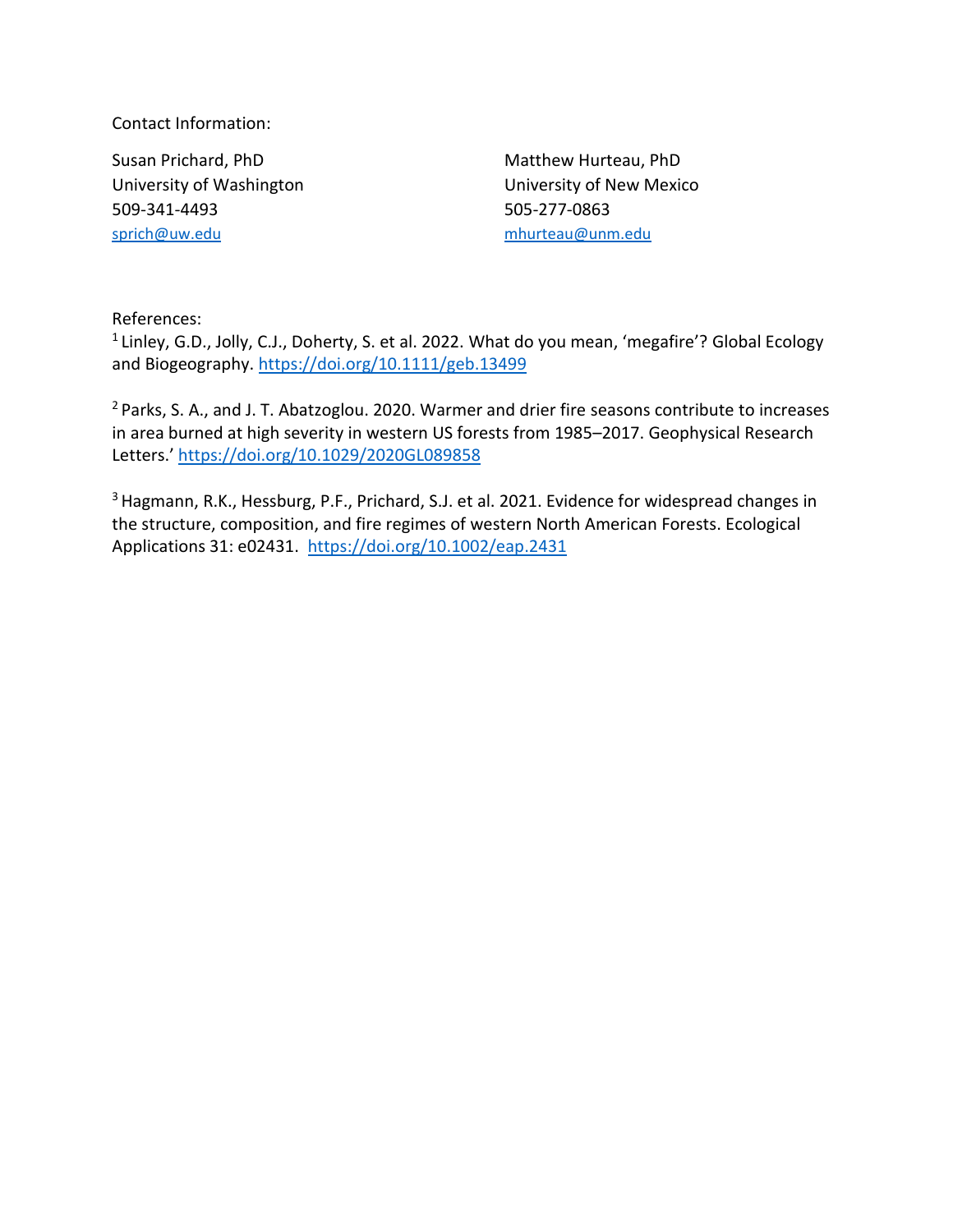Contact Information:

Susan Prichard, PhD
University of Washington
509-341-4493
sprich@uw.edu

Matthew Hurteau, PhD
University of New Mexico
505-277-0863
mhurteau@unm.edu

References:

[1] Linley, G.D., Jolly, C.J., Doherty, S. et al. 2022. What do you mean, 'megafire'? Global Ecology and Biogeography. https://doi.org/10.1111/geb.13499

[2] Parks, S. A., and J. T. Abatzoglou. 2020. Warmer and drier fire seasons contribute to increases in area burned at high severity in western US forests from 1985–2017. Geophysical Research Letters.' https://doi.org/10.1029/2020GL089858

[3] Hagmann, R.K., Hessburg, P.F., Prichard, S.J. et al. 2021. Evidence for widespread changes in the structure, composition, and fire regimes of western North American Forests. Ecological Applications 31: e02431. https://doi.org/10.1002/eap.2431